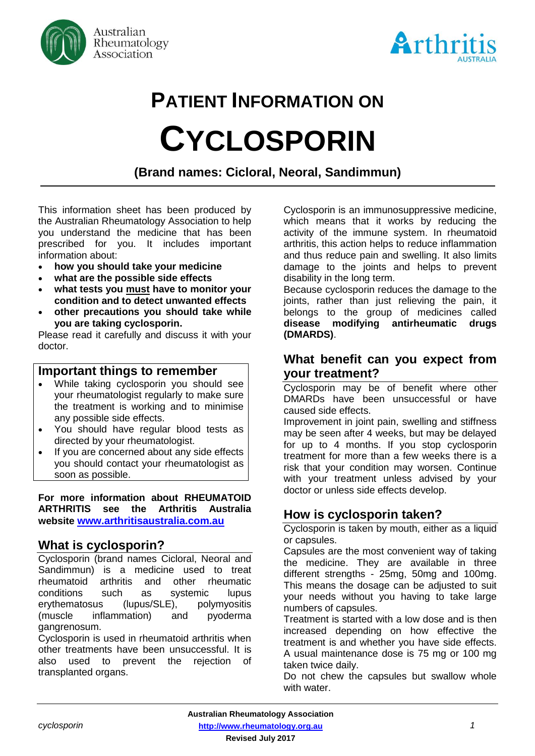# PATIENT INFORMATION ON

# CYCLOSPORIN

**(Brand names: Cicloral, Neoral, Sandimmun)**

This information sheet has been produced by the Australian Rheumatology Association to help you understand the medicine that has been prescribed for you. It includes important information about:

- **how you should take your medicine**
- **what are the possible side effects**
- **what tests you must have to monitor your condition and to detect unwanted effects**
- **other precautions you should take while you are taking cyclosporin.**

Please read it carefully and discuss it with your doctor.

## Important things to remember

- While taking cyclosporin you should see your rheumatologist regularly to make sure the treatment is working and to minimise any possible side effects.
- You should have regular blood tests as directed by your rheumatologist.
- If you are concerned about any side effects you should contact your rheumatologist as soon as possible.

**For more information about RHEUMATOID ARTHRITIS see the Arthritis Australia website [www.arthritisaustralia.com.au](http://www.arthritisaustralia.com.au)**

## What is cyclosporin?

Cyclosporin (brand names Cicloral, Neoral and Sandimmun) is a medicine used to treat rheumatoid arthritis and other rheumatic conditions such as systemic lupus erythematosus (lupus/SLE), polymyositis (muscle inflammation) and pyoderma gangrenosum.

Cyclosporin is used in rheumatoid arthritis when other treatments have been unsuccessful. It is also used to prevent the rejection of transplanted organs.

Cyclosporin is an immunosuppressive medicine, which means that it works by reducing the activity of the immune system. In rheumatoid arthritis, this action helps to reduce inflammation and thus reduce pain and swelling. It also limits damage to the joints and helps to prevent disability in the long term.

Because cyclosporin reduces the damage to the joints, rather than just relieving the pain, it belongs to the group of medicines called **disease modifying antirheumatic drugs (DMARDS)**.

## What benefit can you expect from your treatment?

Cyclosporin may be of benefit where other DMARDs have been unsuccessful or have caused side effects.

Improvement in joint pain, swelling and stiffness may be seen after 4 weeks, but may be delayed for up to 4 months. If you stop cyclosporin treatment for more than a few weeks there is a risk that your condition may worsen. Continue with your treatment unless advised by your doctor or unless side effects develop.

## How is cyclosporin taken?

Cyclosporin is taken by mouth, either as a liquid or capsules.

Capsules are the most convenient way of taking the medicine. They are available in three different strengths - 25mg, 50mg and 100mg. This means the dosage can be adjusted to suit your needs without you having to take large numbers of capsules.

Treatment is started with a low dose and is then increased depending on how effective the treatment is and whether you have side effects. A usual maintenance dose is 75 mg or 100 mg taken twice daily.

Do not chew the capsules but swallow whole with water.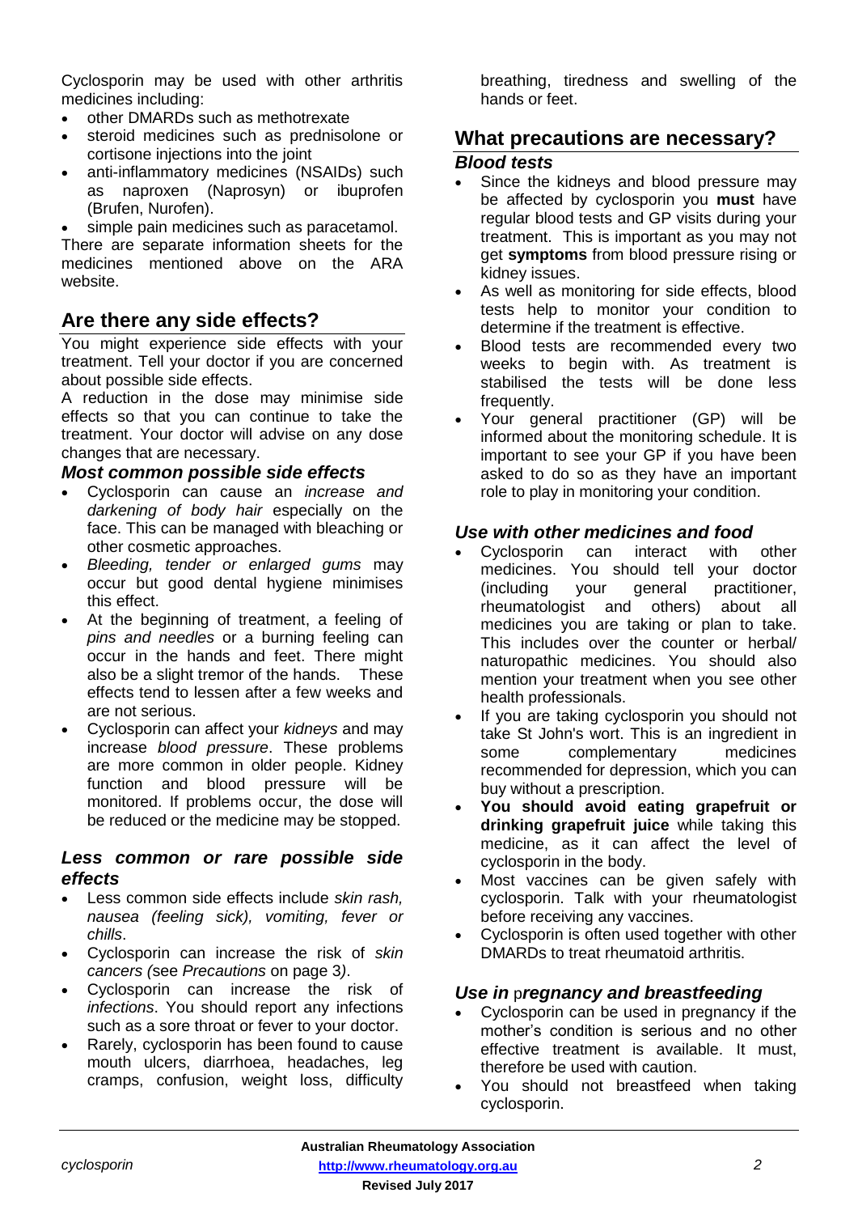Cyclosporin may be used with other arthritis medicines including:

- other DMARDs such as methotrexate
- steroid medicines such as prednisolone or cortisone injections into the joint
- anti-inflammatory medicines (NSAIDs) such as naproxen (Naprosyn) or ibuprofen (Brufen, Nurofen).
- simple pain medicines such as paracetamol.

There are separate information sheets for the medicines mentioned above on the ARA website.

## Are there any side effects?

You might experience side effects with your treatment. Tell your doctor if you are concerned about possible side effects.

A reduction in the dose may minimise side effects so that you can continue to take the treatment. Your doctor will advise on any dose changes that are necessary.

### Most common possible side effects

- Cyclosporin can cause an *increase and darkening of body hair* especially on the face. This can be managed with bleaching or other cosmetic approaches.
- *Bleeding, tender or enlarged gums* may occur but good dental hygiene minimises this effect.
- At the beginning of treatment, a feeling of *pins and needles* or a burning feeling can occur in the hands and feet. There might also be a slight tremor of the hands. These effects tend to lessen after a few weeks and are not serious.
- Cyclosporin can affect your *kidneys* and may increase *blood pressure*. These problems are more common in older people. Kidney function and blood pressure will be monitored. If problems occur, the dose will be reduced or the medicine may be stopped.

### Less common or rare possible side effects

- Less common side effects include *skin rash, nausea (feeling sick), vomiting, fever or chills*.
- Cyclosporin can increase the risk of *skin cancers (*see *Precautions* on page 3*)*.
- Cyclosporin can increase the risk of *infections*. You should report any infections such as a sore throat or fever to your doctor.
- Rarely, cyclosporin has been found to cause mouth ulcers, diarrhoea, headaches, leg cramps, confusion, weight loss, difficulty breathing, tiredness and swelling of the hands or feet.

## What precautions are necessary?

### Blood tests

- Since the kidneys and blood pressure may be affected by cyclosporin you **must** have regular blood tests and GP visits during your treatment. This is important as you may not get **symptoms** from blood pressure rising or kidney issues.
- As well as monitoring for side effects, blood tests help to monitor your condition to determine if the treatment is effective.
- Blood tests are recommended every two weeks to begin with. As treatment is stabilised the tests will be done less frequently.
- Your general practitioner (GP) will be informed about the monitoring schedule. It is important to see your GP if you have been asked to do so as they have an important role to play in monitoring your condition.

### Use with other medicines and food

- Cyclosporin can interact with other medicines. You should tell your doctor (including your general practitioner, rheumatologist and others) about all medicines you are taking or plan to take. This includes over the counter or herbal/ naturopathic medicines. You should also mention your treatment when you see other health professionals.
- If you are taking cyclosporin you should not take St John's wort. This is an ingredient in some complementary medicines recommended for depression, which you can buy without a prescription.
- **You should avoid eating grapefruit or drinking grapefruit juice** while taking this medicine, as it can affect the level of cyclosporin in the body.
- Most vaccines can be given safely with cyclosporin. Talk with your rheumatologist before receiving any vaccines.
- Cyclosporin is often used together with other DMARDs to treat rheumatoid arthritis.

### Use in pregnancy and breastfeeding

- Cyclosporin can be used in pregnancy if the mother's condition is serious and no other effective treatment is available. It must, therefore be used with caution.
- You should not breastfeed when taking cyclosporin.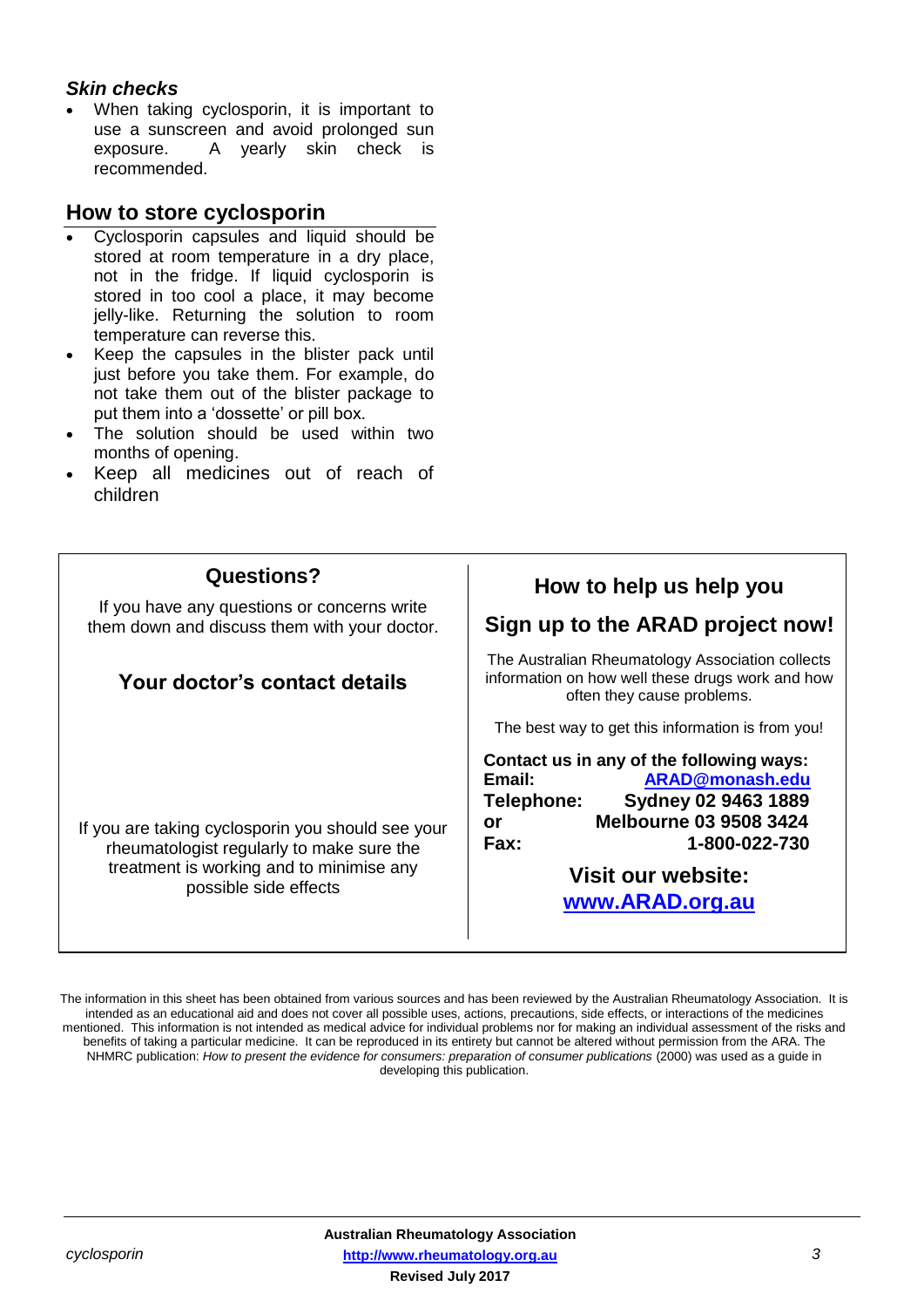### *Skin checks*

- When taking cyclosporin, it is important to use a sunscreen and avoid prolonged sun exposure. A yearly skin check is recommended.

## How to store cyclosporin

- Cyclosporin capsules and liquid should be stored at room temperature in a dry place, not in the fridge. If liquid cyclosporin is stored in too cool a place, it may become jelly-like. Returning the solution to room temperature can reverse this.
- Keep the capsules in the blister pack until just before you take them. For example, do not take them out of the blister package to put them into a 'dossette' or pill box.
- The solution should be used within two months of opening.
- Keep all medicines out of reach of children

### Questions?

If you have any questions or concerns write them down and discuss them with your doctor.

### Your doctor's contact details

If you are taking cyclosporin you should see your rheumatologist regularly to make sure the treatment is working and to minimise any possible side effects

### How to help us help you

### Sign up to the ARAD project now!

The Australian Rheumatology Association collects information on how well these drugs work and how often they cause problems.

The best way to get this information is from you!

**Contact us in any of the following ways:**
**Email:** **ARAD@monash.edu**
**Telephone:** **Sydney 02 9463 1889**
**or** **Melbourne 03 9508 3424**
**Fax:** **1-800-022-730**

### Visit our website:

**www.ARAD.org.au**

The information in this sheet has been obtained from various sources and has been reviewed by the Australian Rheumatology Association. It is intended as an educational aid and does not cover all possible uses, actions, precautions, side effects, or interactions of the medicines mentioned. This information is not intended as medical advice for individual problems nor for making an individual assessment of the risks and benefits of taking a particular medicine. It can be reproduced in its entirety but cannot be altered without permission from the ARA. The NHMRC publication: *How to present the evidence for consumers: preparation of consumer publications* (2000) was used as a guide in developing this publication.